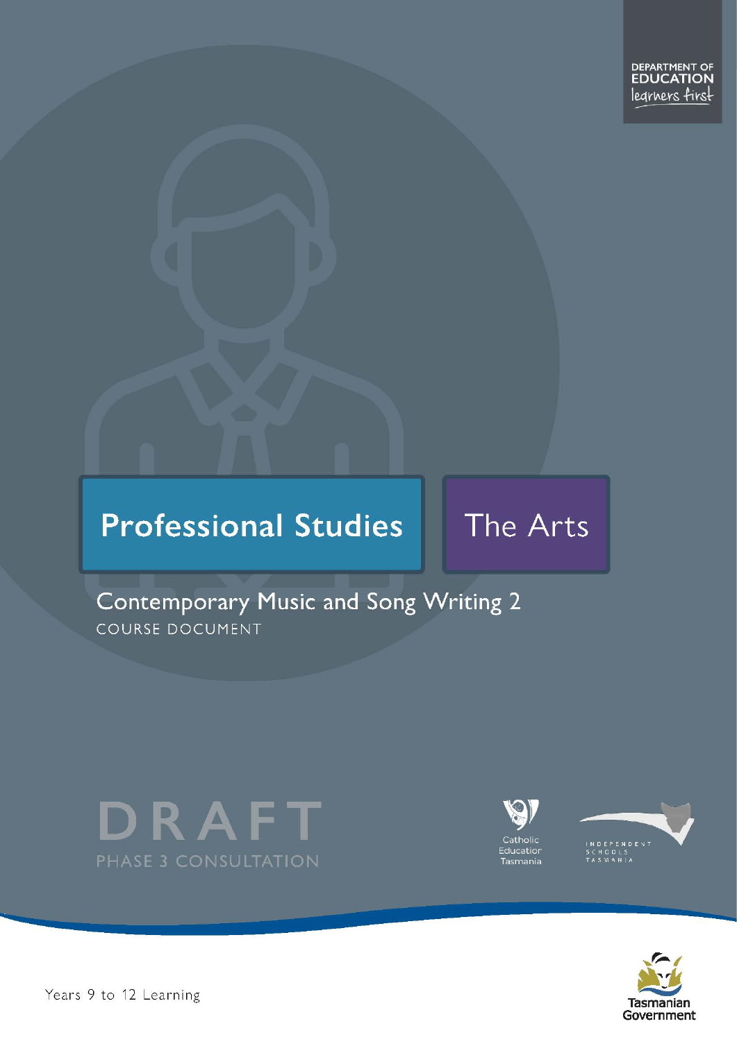DEPARTMENT OF EDUCATION
learners first

# Professional Studies

# The Arts

## Contemporary Music and Song Writing 2

COURSE DOCUMENT

DRAFT

PHASE 3 CONSULTATION

Catholic Education Tasmania

INDEPENDENT SCHOOLS TASMANIA

Years 9 to 12 Learning

Tasmanian Government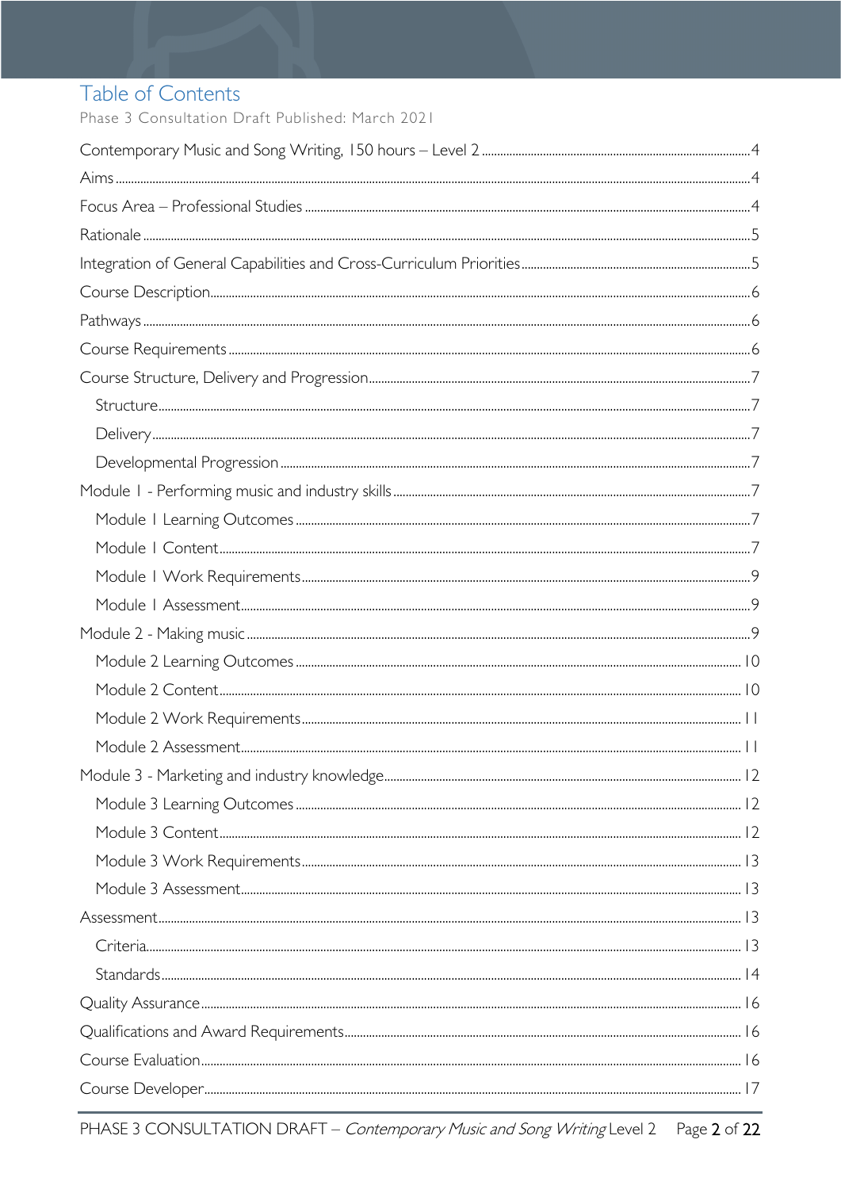# Table of Contents

Phase 3 Consultation Draft Published: March 2021

Contemporary Music and Song Writing, 150 hours – Level 2 .......... 4

Aims .......... 4

Focus Area – Professional Studies .......... 4

Rationale .......... 5

Integration of General Capabilities and Cross-Curriculum Priorities .......... 5

Course Description .......... 6

Pathways .......... 6

Course Requirements .......... 6

Course Structure, Delivery and Progression .......... 7

- Structure .......... 7
- Delivery .......... 7
- Developmental Progression .......... 7

Module 1 - Performing music and industry skills .......... 7

- Module 1 Learning Outcomes .......... 7
- Module 1 Content .......... 7
- Module 1 Work Requirements .......... 9
- Module 1 Assessment .......... 9

Module 2 - Making music .......... 9

- Module 2 Learning Outcomes .......... 10
- Module 2 Content .......... 10
- Module 2 Work Requirements .......... 11
- Module 2 Assessment .......... 11

Module 3 - Marketing and industry knowledge .......... 12

- Module 3 Learning Outcomes .......... 12
- Module 3 Content .......... 12
- Module 3 Work Requirements .......... 13
- Module 3 Assessment .......... 13

Assessment .......... 13

- Criteria .......... 13
- Standards .......... 14

Quality Assurance .......... 16

Qualifications and Award Requirements .......... 16

Course Evaluation .......... 16

Course Developer .......... 17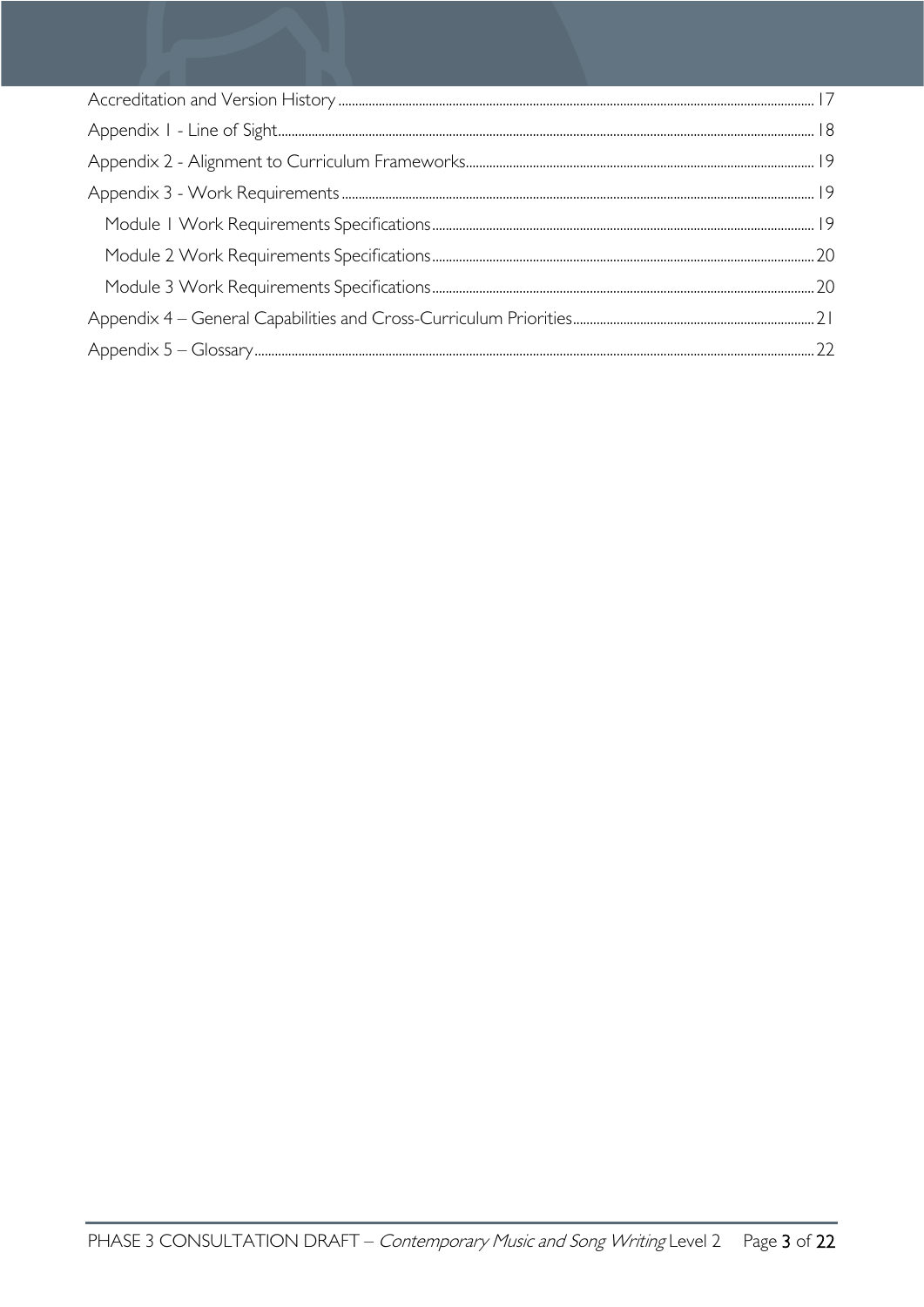Accreditation and Version History 17

Appendix 1 - Line of Sight 18

Appendix 2 - Alignment to Curriculum Frameworks 19

Appendix 3 - Work Requirements 19

- Module 1 Work Requirements Specifications 19
- Module 2 Work Requirements Specifications 20
- Module 3 Work Requirements Specifications 20

Appendix 4 – General Capabilities and Cross-Curriculum Priorities 21

Appendix 5 – Glossary 22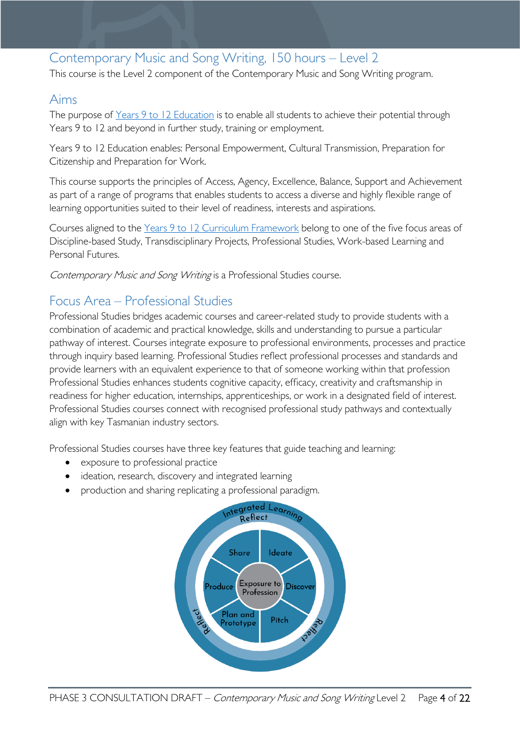## Contemporary Music and Song Writing, 150 hours – Level 2

This course is the Level 2 component of the Contemporary Music and Song Writing program.

## Aims

The purpose of [Years 9 to 12 Education](#) is to enable all students to achieve their potential through Years 9 to 12 and beyond in further study, training or employment.

Years 9 to 12 Education enables: Personal Empowerment, Cultural Transmission, Preparation for Citizenship and Preparation for Work.

This course supports the principles of Access, Agency, Excellence, Balance, Support and Achievement as part of a range of programs that enables students to access a diverse and highly flexible range of learning opportunities suited to their level of readiness, interests and aspirations.

Courses aligned to the [Years 9 to 12 Curriculum Framework](#) belong to one of the five focus areas of Discipline-based Study, Transdisciplinary Projects, Professional Studies, Work-based Learning and Personal Futures.

*Contemporary Music and Song Writing* is a Professional Studies course.

## Focus Area – Professional Studies

Professional Studies bridges academic courses and career-related study to provide students with a combination of academic and practical knowledge, skills and understanding to pursue a particular pathway of interest. Courses integrate exposure to professional environments, processes and practice through inquiry based learning. Professional Studies reflect professional processes and standards and provide learners with an equivalent experience to that of someone working within that profession Professional Studies enhances students cognitive capacity, efficacy, creativity and craftsmanship in readiness for higher education, internships, apprenticeships, or work in a designated field of interest. Professional Studies courses connect with recognised professional study pathways and contextually align with key Tasmanian industry sectors.

Professional Studies courses have three key features that guide teaching and learning:

- exposure to professional practice
- ideation, research, discovery and integrated learning
- production and sharing replicating a professional paradigm.

Integrated Learning
Reflect
Share | Ideate
Produce | Exposure to Profession | Discover
Plan and Prototype | Pitch
Reflect | Reflect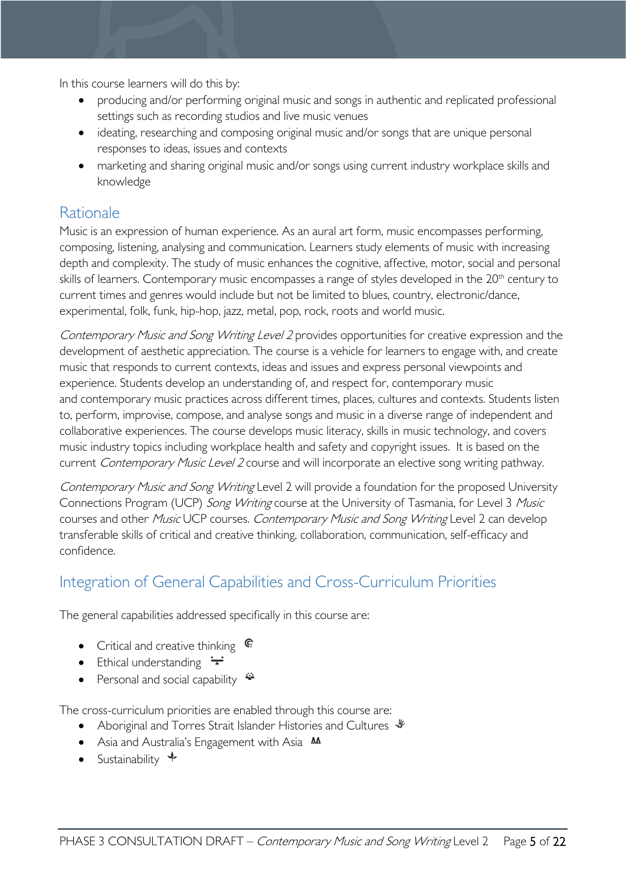In this course learners will do this by:

- producing and/or performing original music and songs in authentic and replicated professional settings such as recording studios and live music venues
- ideating, researching and composing original music and/or songs that are unique personal responses to ideas, issues and contexts
- marketing and sharing original music and/or songs using current industry workplace skills and knowledge

## Rationale

Music is an expression of human experience. As an aural art form, music encompasses performing, composing, listening, analysing and communication. Learners study elements of music with increasing depth and complexity. The study of music enhances the cognitive, affective, motor, social and personal skills of learners. Contemporary music encompasses a range of styles developed in the 20th century to current times and genres would include but not be limited to blues, country, electronic/dance, experimental, folk, funk, hip-hop, jazz, metal, pop, rock, roots and world music.

*Contemporary Music and Song Writing Level 2* provides opportunities for creative expression and the development of aesthetic appreciation. The course is a vehicle for learners to engage with, and create music that responds to current contexts, ideas and issues and express personal viewpoints and experience. Students develop an understanding of, and respect for, contemporary music and contemporary music practices across different times, places, cultures and contexts. Students listen to, perform, improvise, compose, and analyse songs and music in a diverse range of independent and collaborative experiences. The course develops music literacy, skills in music technology, and covers music industry topics including workplace health and safety and copyright issues. It is based on the current *Contemporary Music Level 2* course and will incorporate an elective song writing pathway.

*Contemporary Music and Song Writing* Level 2 will provide a foundation for the proposed University Connections Program (UCP) *Song Writing* course at the University of Tasmania, for Level 3 *Music* courses and other *Music* UCP courses. *Contemporary Music and Song Writing* Level 2 can develop transferable skills of critical and creative thinking, collaboration, communication, self-efficacy and confidence.

## Integration of General Capabilities and Cross-Curriculum Priorities

The general capabilities addressed specifically in this course are:

- Critical and creative thinking
- Ethical understanding
- Personal and social capability

The cross-curriculum priorities are enabled through this course are:

- Aboriginal and Torres Strait Islander Histories and Cultures
- Asia and Australia's Engagement with Asia
- Sustainability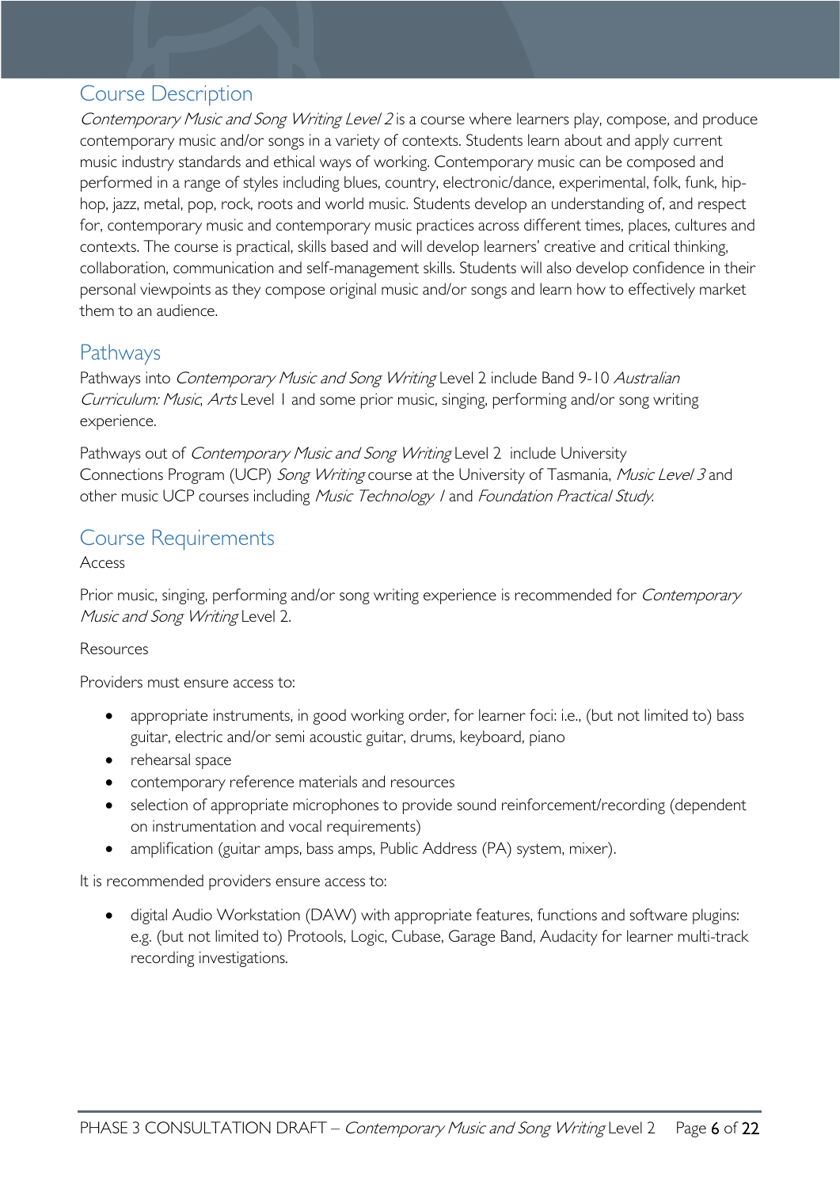## Course Description

*Contemporary Music and Song Writing Level 2* is a course where learners play, compose, and produce contemporary music and/or songs in a variety of contexts. Students learn about and apply current music industry standards and ethical ways of working. Contemporary music can be composed and performed in a range of styles including blues, country, electronic/dance, experimental, folk, funk, hip-hop, jazz, metal, pop, rock, roots and world music. Students develop an understanding of, and respect for, contemporary music and contemporary music practices across different times, places, cultures and contexts. The course is practical, skills based and will develop learners' creative and critical thinking, collaboration, communication and self-management skills. Students will also develop confidence in their personal viewpoints as they compose original music and/or songs and learn how to effectively market them to an audience.

## Pathways

Pathways into *Contemporary Music and Song Writing* Level 2 include Band 9-10 *Australian Curriculum: Music*, *Arts* Level 1 and some prior music, singing, performing and/or song writing experience.

Pathways out of *Contemporary Music and Song Writing* Level 2 include University Connections Program (UCP) *Song Writing* course at the University of Tasmania, *Music Level 3* and other music UCP courses including *Music Technology 1* and *Foundation Practical Study*.

## Course Requirements

Access

Prior music, singing, performing and/or song writing experience is recommended for *Contemporary Music and Song Writing* Level 2.

Resources

Providers must ensure access to:

- appropriate instruments, in good working order, for learner foci: i.e., (but not limited to) bass guitar, electric and/or semi acoustic guitar, drums, keyboard, piano
- rehearsal space
- contemporary reference materials and resources
- selection of appropriate microphones to provide sound reinforcement/recording (dependent on instrumentation and vocal requirements)
- amplification (guitar amps, bass amps, Public Address (PA) system, mixer).

It is recommended providers ensure access to:

- digital Audio Workstation (DAW) with appropriate features, functions and software plugins: e.g. (but not limited to) Protools, Logic, Cubase, Garage Band, Audacity for learner multi-track recording investigations.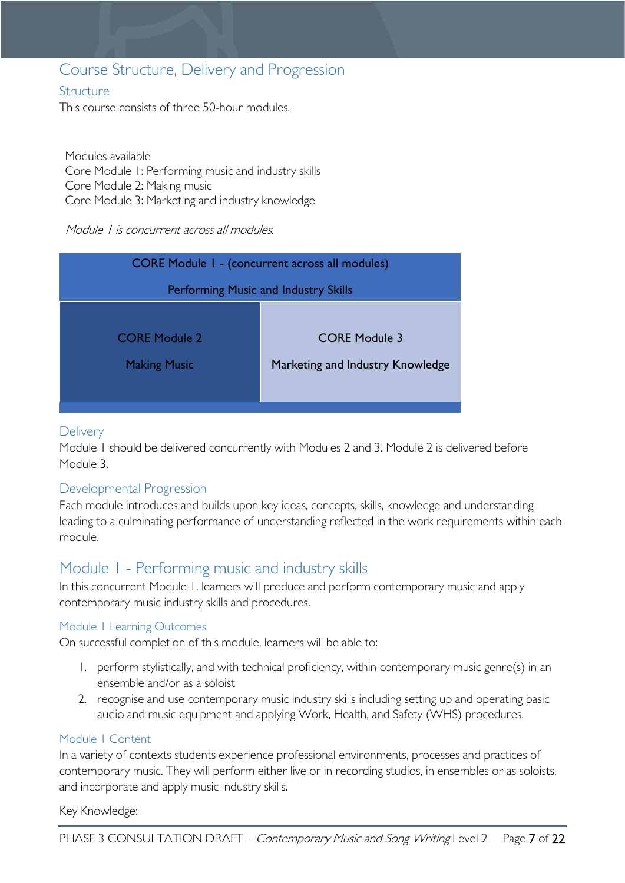# Course Structure, Delivery and Progression

## Structure

This course consists of three 50-hour modules.

Modules available
Core Module 1: Performing music and industry skills
Core Module 2: Making music
Core Module 3: Marketing and industry knowledge

*Module 1 is concurrent across all modules.*

| CORE Module 1 - (concurrent across all modules)<br>Performing Music and Industry Skills | |
|---|---|
| CORE Module 2<br>Making Music | CORE Module 3<br>Marketing and Industry Knowledge |

## Delivery

Module 1 should be delivered concurrently with Modules 2 and 3. Module 2 is delivered before Module 3.

## Developmental Progression

Each module introduces and builds upon key ideas, concepts, skills, knowledge and understanding leading to a culminating performance of understanding reflected in the work requirements within each module.

# Module 1 - Performing music and industry skills

In this concurrent Module 1, learners will produce and perform contemporary music and apply contemporary music industry skills and procedures.

## Module 1 Learning Outcomes

On successful completion of this module, learners will be able to:

1. perform stylistically, and with technical proficiency, within contemporary music genre(s) in an ensemble and/or as a soloist
2. recognise and use contemporary music industry skills including setting up and operating basic audio and music equipment and applying Work, Health, and Safety (WHS) procedures.

## Module 1 Content

In a variety of contexts students experience professional environments, processes and practices of contemporary music. They will perform either live or in recording studios, in ensembles or as soloists, and incorporate and apply music industry skills.

Key Knowledge: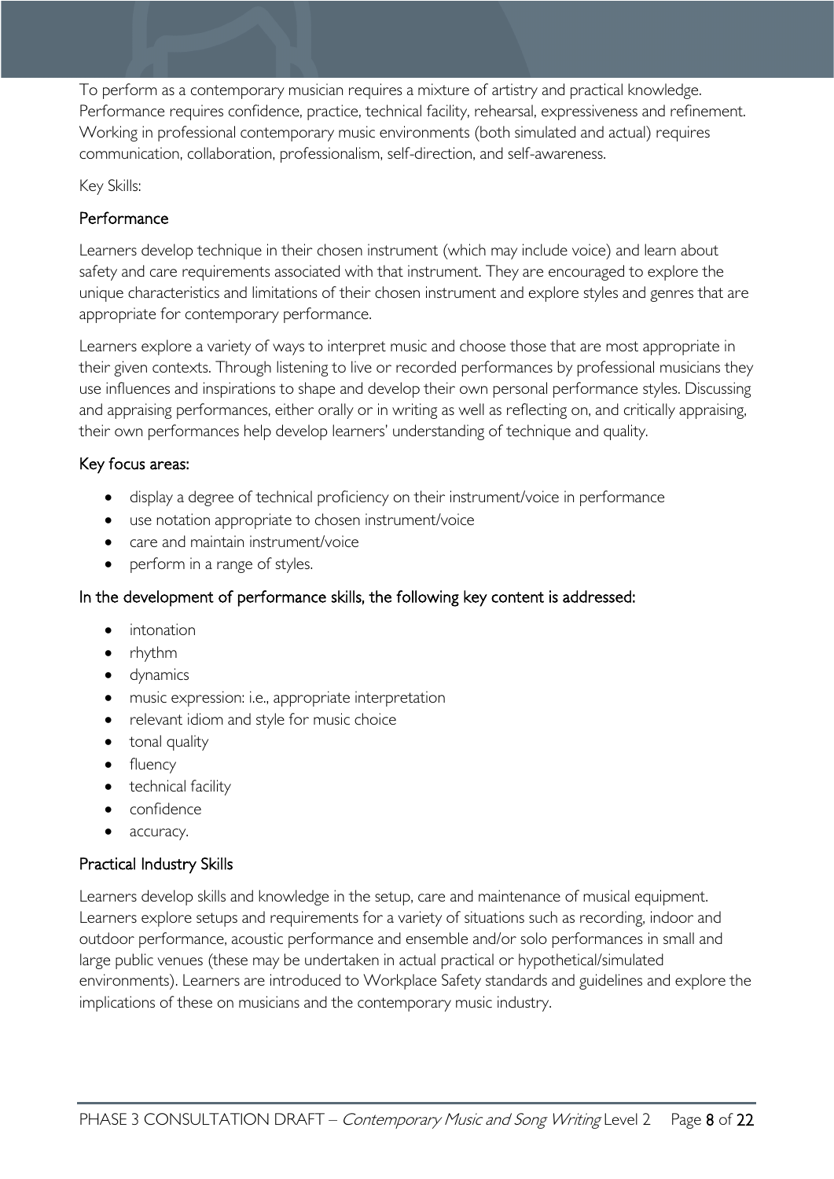To perform as a contemporary musician requires a mixture of artistry and practical knowledge. Performance requires confidence, practice, technical facility, rehearsal, expressiveness and refinement. Working in professional contemporary music environments (both simulated and actual) requires communication, collaboration, professionalism, self-direction, and self-awareness.

Key Skills:

### Performance

Learners develop technique in their chosen instrument (which may include voice) and learn about safety and care requirements associated with that instrument. They are encouraged to explore the unique characteristics and limitations of their chosen instrument and explore styles and genres that are appropriate for contemporary performance.

Learners explore a variety of ways to interpret music and choose those that are most appropriate in their given contexts. Through listening to live or recorded performances by professional musicians they use influences and inspirations to shape and develop their own personal performance styles. Discussing and appraising performances, either orally or in writing as well as reflecting on, and critically appraising, their own performances help develop learners' understanding of technique and quality.

#### Key focus areas:

- display a degree of technical proficiency on their instrument/voice in performance
- use notation appropriate to chosen instrument/voice
- care and maintain instrument/voice
- perform in a range of styles.

#### In the development of performance skills, the following key content is addressed:

- intonation
- rhythm
- dynamics
- music expression: i.e., appropriate interpretation
- relevant idiom and style for music choice
- tonal quality
- fluency
- technical facility
- confidence
- accuracy.

### Practical Industry Skills

Learners develop skills and knowledge in the setup, care and maintenance of musical equipment. Learners explore setups and requirements for a variety of situations such as recording, indoor and outdoor performance, acoustic performance and ensemble and/or solo performances in small and large public venues (these may be undertaken in actual practical or hypothetical/simulated environments). Learners are introduced to Workplace Safety standards and guidelines and explore the implications of these on musicians and the contemporary music industry.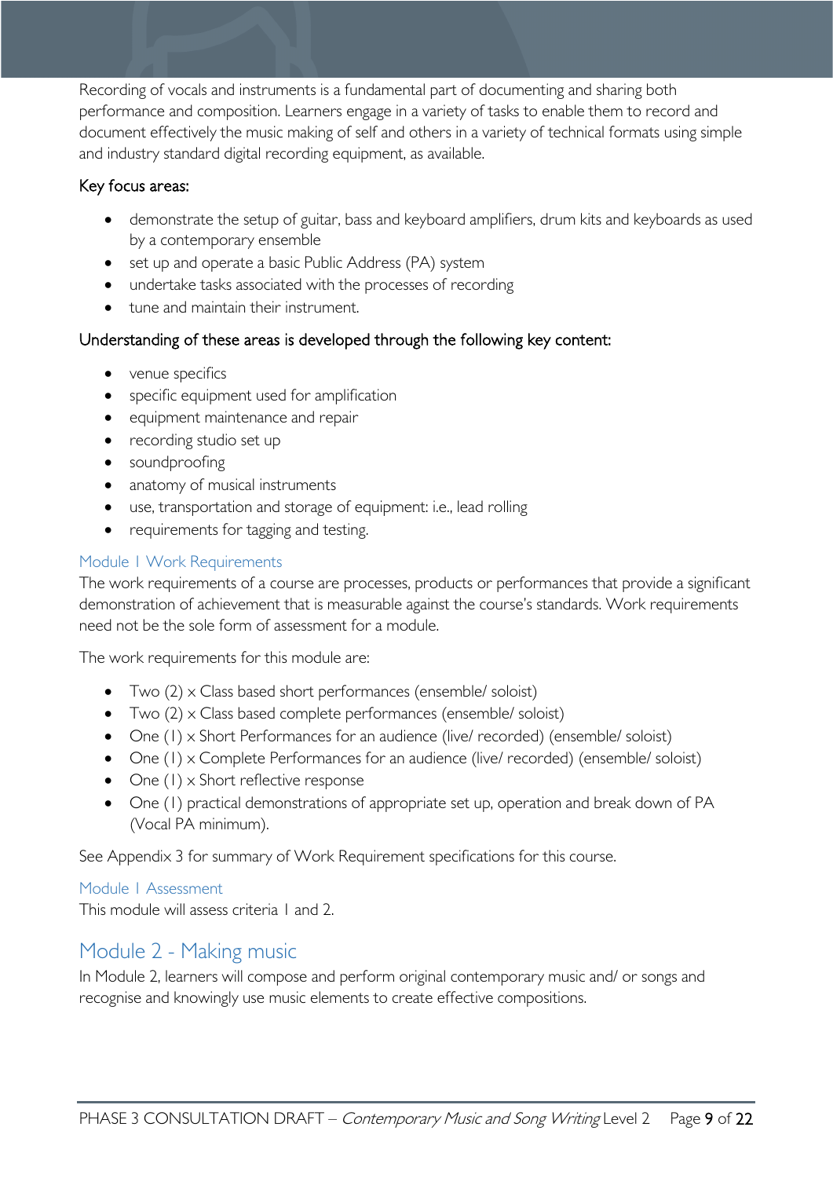Recording of vocals and instruments is a fundamental part of documenting and sharing both performance and composition. Learners engage in a variety of tasks to enable them to record and document effectively the music making of self and others in a variety of technical formats using simple and industry standard digital recording equipment, as available.

Key focus areas:

- demonstrate the setup of guitar, bass and keyboard amplifiers, drum kits and keyboards as used by a contemporary ensemble
- set up and operate a basic Public Address (PA) system
- undertake tasks associated with the processes of recording
- tune and maintain their instrument.

Understanding of these areas is developed through the following key content:

- venue specifics
- specific equipment used for amplification
- equipment maintenance and repair
- recording studio set up
- soundproofing
- anatomy of musical instruments
- use, transportation and storage of equipment: i.e., lead rolling
- requirements for tagging and testing.

### Module 1 Work Requirements

The work requirements of a course are processes, products or performances that provide a significant demonstration of achievement that is measurable against the course's standards. Work requirements need not be the sole form of assessment for a module.

The work requirements for this module are:

- Two (2) x Class based short performances (ensemble/ soloist)
- Two (2) x Class based complete performances (ensemble/ soloist)
- One (1) x Short Performances for an audience (live/ recorded) (ensemble/ soloist)
- One (1) x Complete Performances for an audience (live/ recorded) (ensemble/ soloist)
- One (1) x Short reflective response
- One (1) practical demonstrations of appropriate set up, operation and break down of PA (Vocal PA minimum).

See Appendix 3 for summary of Work Requirement specifications for this course.

### Module 1 Assessment

This module will assess criteria 1 and 2.

## Module 2 - Making music

In Module 2, learners will compose and perform original contemporary music and/ or songs and recognise and knowingly use music elements to create effective compositions.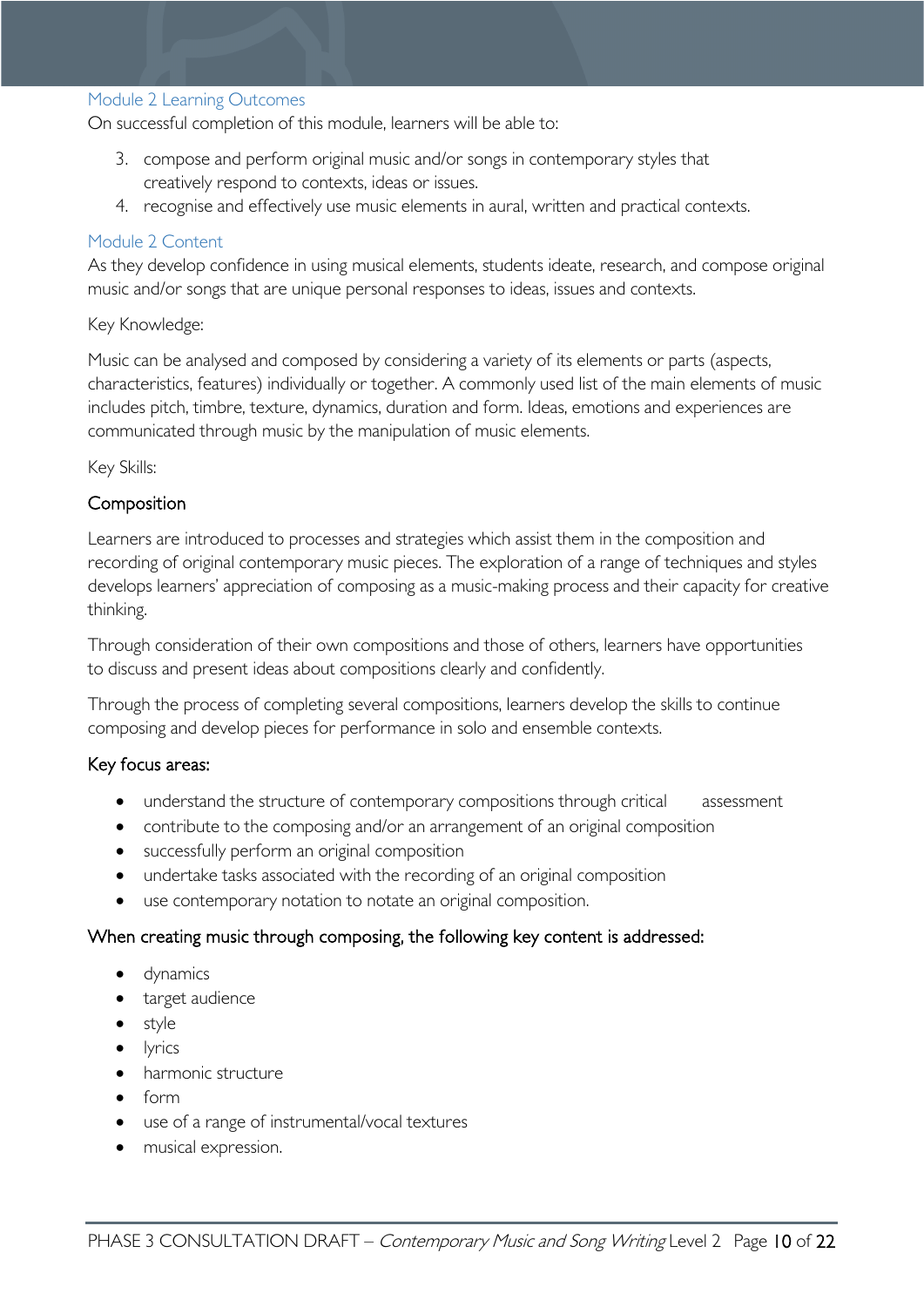### Module 2 Learning Outcomes

On successful completion of this module, learners will be able to:

3. compose and perform original music and/or songs in contemporary styles that creatively respond to contexts, ideas or issues.
4. recognise and effectively use music elements in aural, written and practical contexts.

### Module 2 Content

As they develop confidence in using musical elements, students ideate, research, and compose original music and/or songs that are unique personal responses to ideas, issues and contexts.

Key Knowledge:

Music can be analysed and composed by considering a variety of its elements or parts (aspects, characteristics, features) individually or together. A commonly used list of the main elements of music includes pitch, timbre, texture, dynamics, duration and form. Ideas, emotions and experiences are communicated through music by the manipulation of music elements.

Key Skills:

#### Composition

Learners are introduced to processes and strategies which assist them in the composition and recording of original contemporary music pieces. The exploration of a range of techniques and styles develops learners' appreciation of composing as a music-making process and their capacity for creative thinking.

Through consideration of their own compositions and those of others, learners have opportunities to discuss and present ideas about compositions clearly and confidently.

Through the process of completing several compositions, learners develop the skills to continue composing and develop pieces for performance in solo and ensemble contexts.

#### Key focus areas:

- understand the structure of contemporary compositions through critical assessment
- contribute to the composing and/or an arrangement of an original composition
- successfully perform an original composition
- undertake tasks associated with the recording of an original composition
- use contemporary notation to notate an original composition.

#### When creating music through composing, the following key content is addressed:

- dynamics
- target audience
- style
- lyrics
- harmonic structure
- form
- use of a range of instrumental/vocal textures
- musical expression.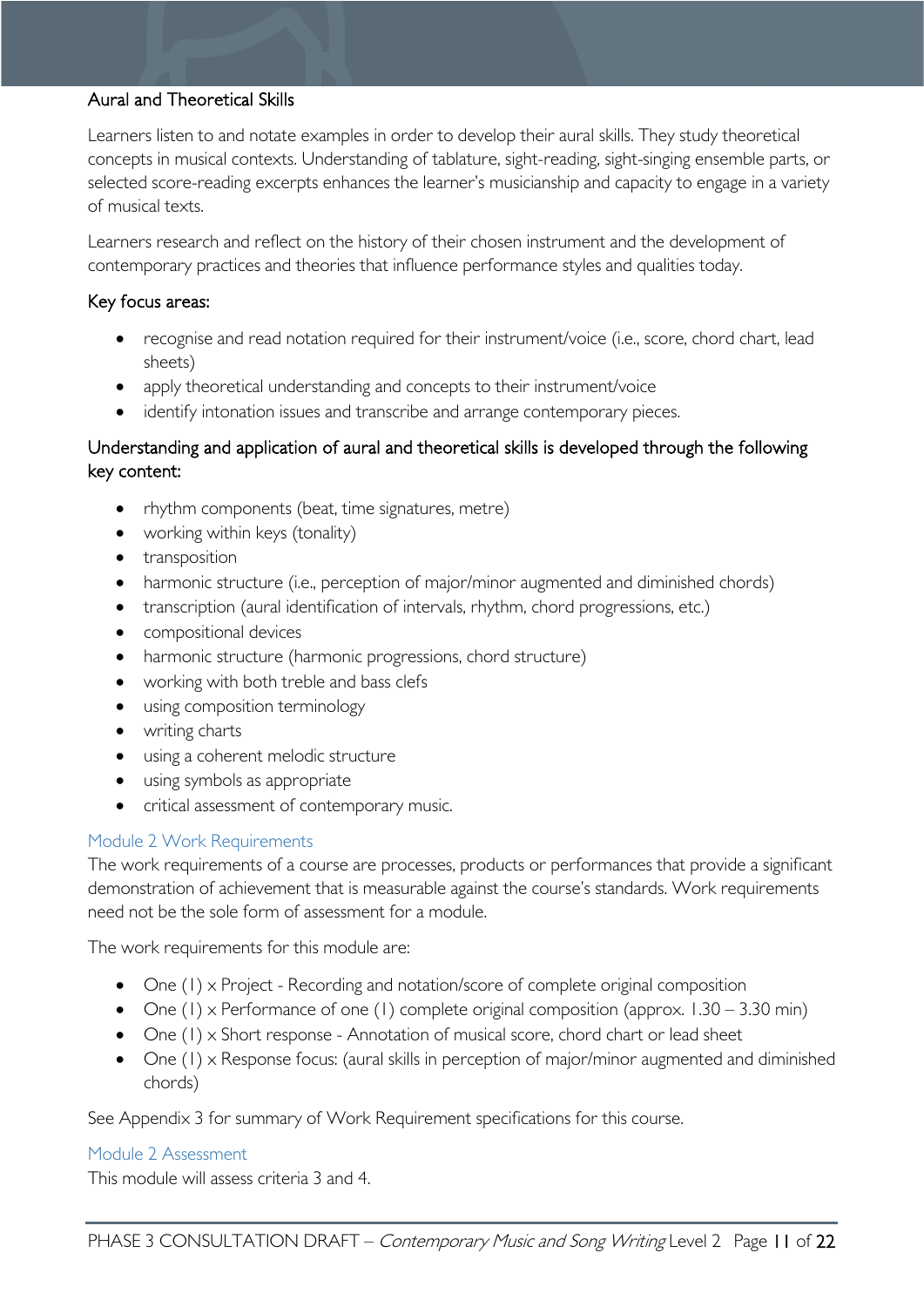### Aural and Theoretical Skills

Learners listen to and notate examples in order to develop their aural skills. They study theoretical concepts in musical contexts. Understanding of tablature, sight-reading, sight-singing ensemble parts, or selected score-reading excerpts enhances the learner's musicianship and capacity to engage in a variety of musical texts.

Learners research and reflect on the history of their chosen instrument and the development of contemporary practices and theories that influence performance styles and qualities today.

#### Key focus areas:

- recognise and read notation required for their instrument/voice (i.e., score, chord chart, lead sheets)
- apply theoretical understanding and concepts to their instrument/voice
- identify intonation issues and transcribe and arrange contemporary pieces.

#### Understanding and application of aural and theoretical skills is developed through the following key content:

- rhythm components (beat, time signatures, metre)
- working within keys (tonality)
- transposition
- harmonic structure (i.e., perception of major/minor augmented and diminished chords)
- transcription (aural identification of intervals, rhythm, chord progressions, etc.)
- compositional devices
- harmonic structure (harmonic progressions, chord structure)
- working with both treble and bass clefs
- using composition terminology
- writing charts
- using a coherent melodic structure
- using symbols as appropriate
- critical assessment of contemporary music.

## Module 2 Work Requirements

The work requirements of a course are processes, products or performances that provide a significant demonstration of achievement that is measurable against the course's standards. Work requirements need not be the sole form of assessment for a module.

The work requirements for this module are:

- One (1) x Project - Recording and notation/score of complete original composition
- One (1) x Performance of one (1) complete original composition (approx. 1.30 – 3.30 min)
- One (1) x Short response - Annotation of musical score, chord chart or lead sheet
- One (1) x Response focus: (aural skills in perception of major/minor augmented and diminished chords)

See Appendix 3 for summary of Work Requirement specifications for this course.

## Module 2 Assessment

This module will assess criteria 3 and 4.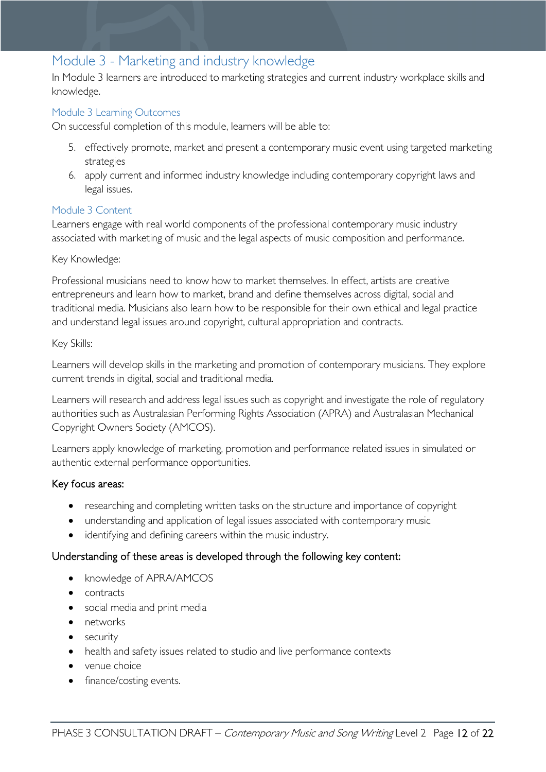## Module 3 - Marketing and industry knowledge

In Module 3 learners are introduced to marketing strategies and current industry workplace skills and knowledge.

### Module 3 Learning Outcomes

On successful completion of this module, learners will be able to:

5. effectively promote, market and present a contemporary music event using targeted marketing strategies
6. apply current and informed industry knowledge including contemporary copyright laws and legal issues.

### Module 3 Content

Learners engage with real world components of the professional contemporary music industry associated with marketing of music and the legal aspects of music composition and performance.

Key Knowledge:

Professional musicians need to know how to market themselves. In effect, artists are creative entrepreneurs and learn how to market, brand and define themselves across digital, social and traditional media. Musicians also learn how to be responsible for their own ethical and legal practice and understand legal issues around copyright, cultural appropriation and contracts.

Key Skills:

Learners will develop skills in the marketing and promotion of contemporary musicians. They explore current trends in digital, social and traditional media.

Learners will research and address legal issues such as copyright and investigate the role of regulatory authorities such as Australasian Performing Rights Association (APRA) and Australasian Mechanical Copyright Owners Society (AMCOS).

Learners apply knowledge of marketing, promotion and performance related issues in simulated or authentic external performance opportunities.

#### Key focus areas:

- researching and completing written tasks on the structure and importance of copyright
- understanding and application of legal issues associated with contemporary music
- identifying and defining careers within the music industry.

#### Understanding of these areas is developed through the following key content:

- knowledge of APRA/AMCOS
- contracts
- social media and print media
- networks
- security
- health and safety issues related to studio and live performance contexts
- venue choice
- finance/costing events.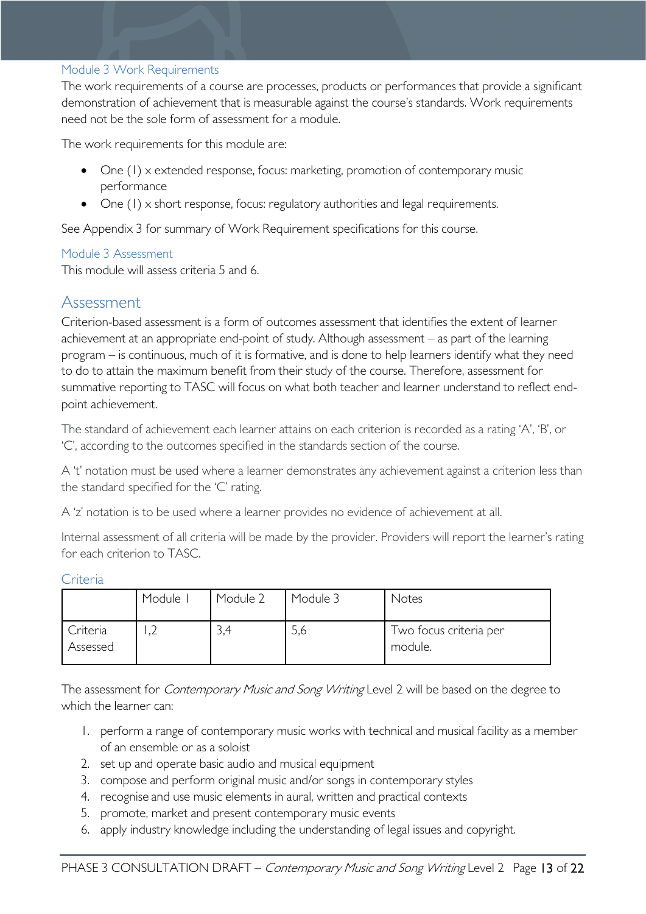### Module 3 Work Requirements

The work requirements of a course are processes, products or performances that provide a significant demonstration of achievement that is measurable against the course's standards. Work requirements need not be the sole form of assessment for a module.

The work requirements for this module are:

- One (1) x extended response, focus: marketing, promotion of contemporary music performance
- One (1) x short response, focus: regulatory authorities and legal requirements.

See Appendix 3 for summary of Work Requirement specifications for this course.

### Module 3 Assessment

This module will assess criteria 5 and 6.

## Assessment

Criterion-based assessment is a form of outcomes assessment that identifies the extent of learner achievement at an appropriate end-point of study. Although assessment – as part of the learning program – is continuous, much of it is formative, and is done to help learners identify what they need to do to attain the maximum benefit from their study of the course. Therefore, assessment for summative reporting to TASC will focus on what both teacher and learner understand to reflect end-point achievement.

The standard of achievement each learner attains on each criterion is recorded as a rating 'A', 'B', or 'C', according to the outcomes specified in the standards section of the course.

A 't' notation must be used where a learner demonstrates any achievement against a criterion less than the standard specified for the 'C' rating.

A 'z' notation is to be used where a learner provides no evidence of achievement at all.

Internal assessment of all criteria will be made by the provider. Providers will report the learner's rating for each criterion to TASC.

### Criteria

| | Module 1 | Module 2 | Module 3 | Notes |
|---|---|---|---|---|
| Criteria Assessed | 1,2 | 3,4 | 5,6 | Two focus criteria per module. |

The assessment for *Contemporary Music and Song Writing* Level 2 will be based on the degree to which the learner can:

1. perform a range of contemporary music works with technical and musical facility as a member of an ensemble or as a soloist
2. set up and operate basic audio and musical equipment
3. compose and perform original music and/or songs in contemporary styles
4. recognise and use music elements in aural, written and practical contexts
5. promote, market and present contemporary music events
6. apply industry knowledge including the understanding of legal issues and copyright.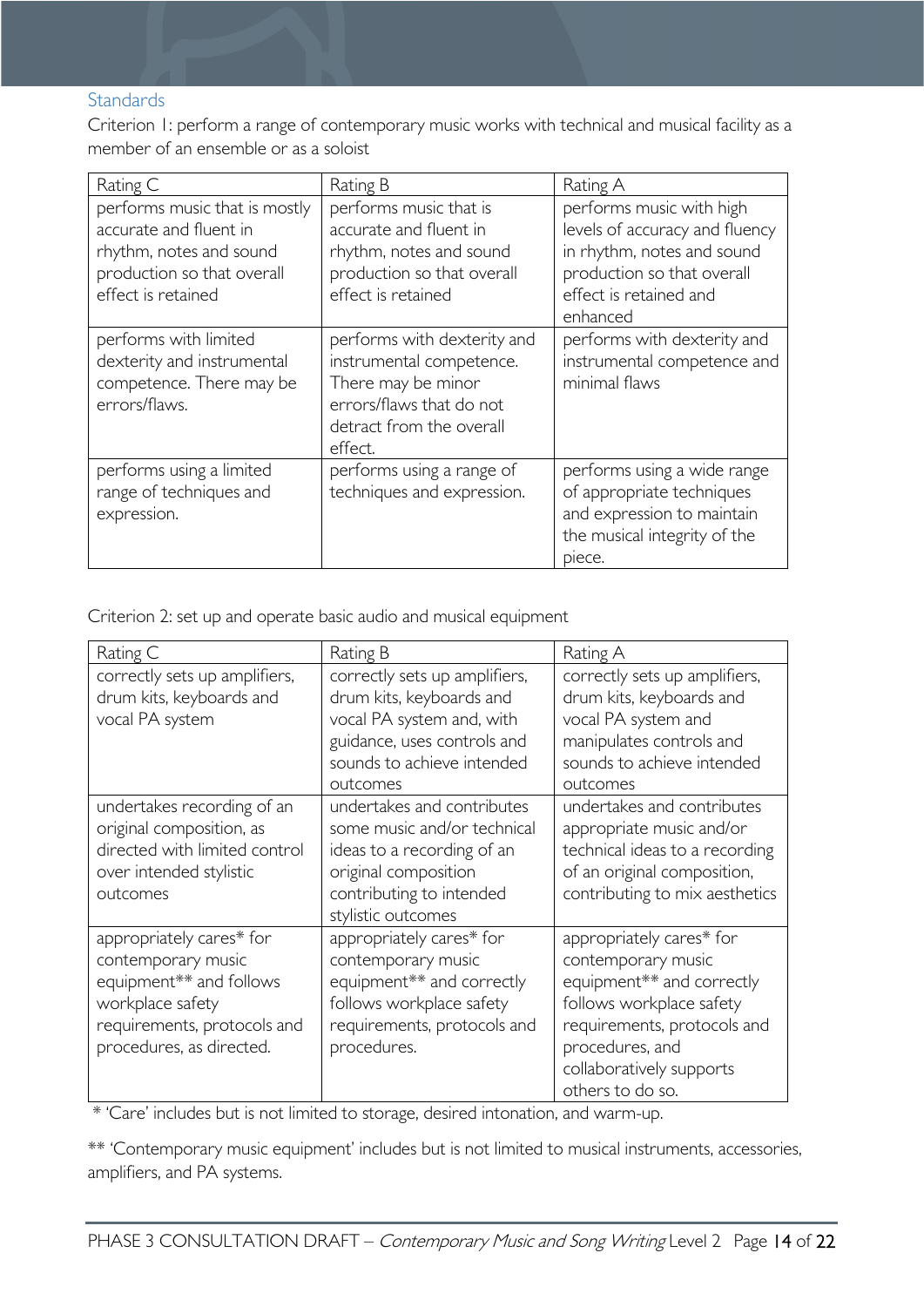## Standards

Criterion 1: perform a range of contemporary music works with technical and musical facility as a member of an ensemble or as a soloist

| Rating C | Rating B | Rating A |
| --- | --- | --- |
| performs music that is mostly accurate and fluent in rhythm, notes and sound production so that overall effect is retained | performs music that is accurate and fluent in rhythm, notes and sound production so that overall effect is retained | performs music with high levels of accuracy and fluency in rhythm, notes and sound production so that overall effect is retained and enhanced |
| performs with limited dexterity and instrumental competence. There may be errors/flaws. | performs with dexterity and instrumental competence. There may be minor errors/flaws that do not detract from the overall effect. | performs with dexterity and instrumental competence and minimal flaws |
| performs using a limited range of techniques and expression. | performs using a range of techniques and expression. | performs using a wide range of appropriate techniques and expression to maintain the musical integrity of the piece. |

Criterion 2: set up and operate basic audio and musical equipment

| Rating C | Rating B | Rating A |
| --- | --- | --- |
| correctly sets up amplifiers, drum kits, keyboards and vocal PA system | correctly sets up amplifiers, drum kits, keyboards and vocal PA system and, with guidance, uses controls and sounds to achieve intended outcomes | correctly sets up amplifiers, drum kits, keyboards and vocal PA system and manipulates controls and sounds to achieve intended outcomes |
| undertakes recording of an original composition, as directed with limited control over intended stylistic outcomes | undertakes and contributes some music and/or technical ideas to a recording of an original composition contributing to intended stylistic outcomes | undertakes and contributes appropriate music and/or technical ideas to a recording of an original composition, contributing to mix aesthetics |
| appropriately cares* for contemporary music equipment** and follows workplace safety requirements, protocols and procedures, as directed. | appropriately cares* for contemporary music equipment** and correctly follows workplace safety requirements, protocols and procedures. | appropriately cares* for contemporary music equipment** and correctly follows workplace safety requirements, protocols and procedures, and collaboratively supports others to do so. |

* 'Care' includes but is not limited to storage, desired intonation, and warm-up.

** 'Contemporary music equipment' includes but is not limited to musical instruments, accessories, amplifiers, and PA systems.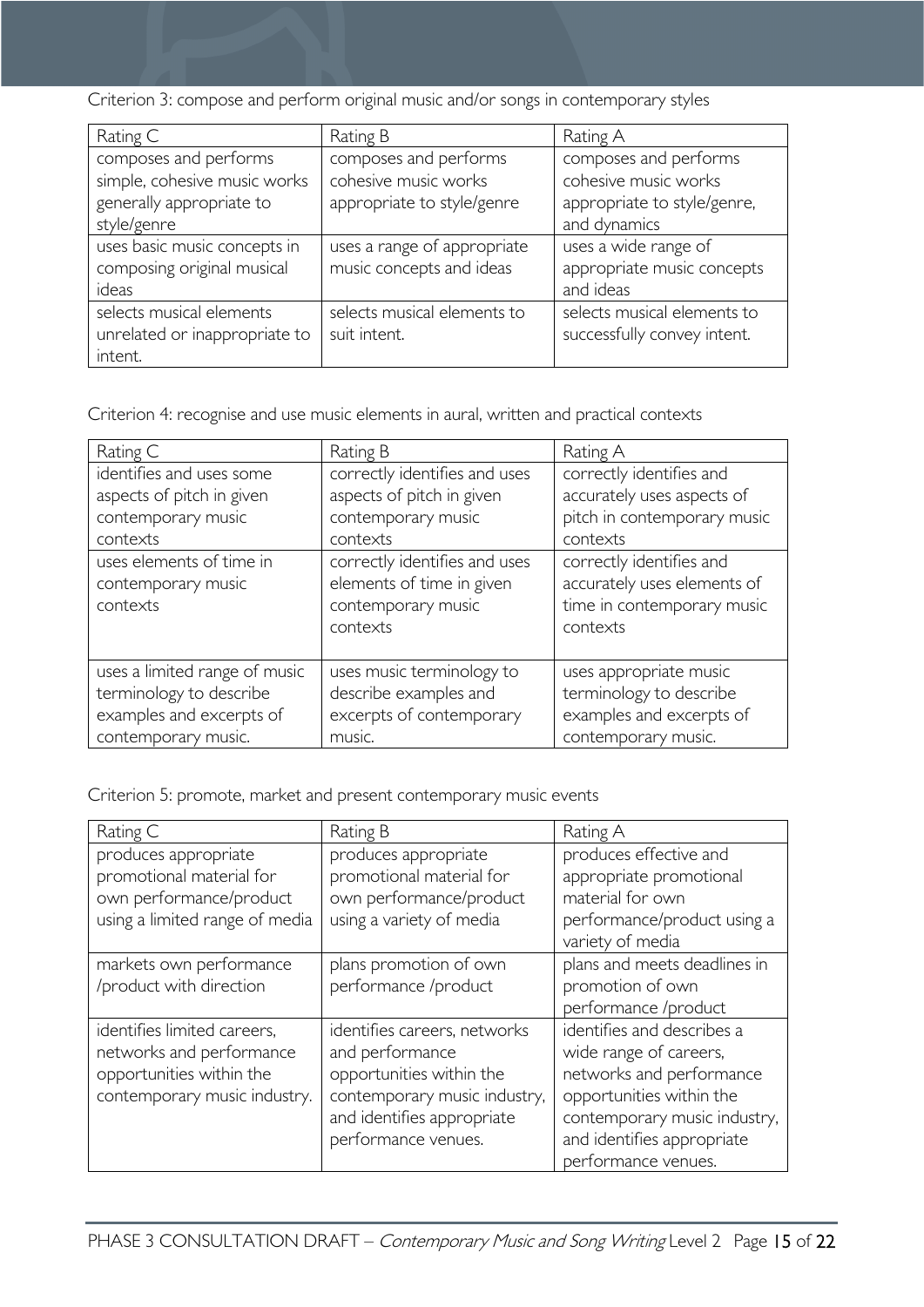Criterion 3: compose and perform original music and/or songs in contemporary styles

| Rating C | Rating B | Rating A |
|---|---|---|
| composes and performs simple, cohesive music works generally appropriate to style/genre | composes and performs cohesive music works appropriate to style/genre | composes and performs cohesive music works appropriate to style/genre, and dynamics |
| uses basic music concepts in composing original musical ideas | uses a range of appropriate music concepts and ideas | uses a wide range of appropriate music concepts and ideas |
| selects musical elements unrelated or inappropriate to intent. | selects musical elements to suit intent. | selects musical elements to successfully convey intent. |

Criterion 4: recognise and use music elements in aural, written and practical contexts

| Rating C | Rating B | Rating A |
|---|---|---|
| identifies and uses some aspects of pitch in given contemporary music contexts | correctly identifies and uses aspects of pitch in given contemporary music contexts | correctly identifies and accurately uses aspects of pitch in contemporary music contexts |
| uses elements of time in contemporary music contexts | correctly identifies and uses elements of time in given contemporary music contexts | correctly identifies and accurately uses elements of time in contemporary music contexts |
| uses a limited range of music terminology to describe examples and excerpts of contemporary music. | uses music terminology to describe examples and excerpts of contemporary music. | uses appropriate music terminology to describe examples and excerpts of contemporary music. |

Criterion 5: promote, market and present contemporary music events

| Rating C | Rating B | Rating A |
|---|---|---|
| produces appropriate promotional material for own performance/product using a limited range of media | produces appropriate promotional material for own performance/product using a variety of media | produces effective and appropriate promotional material for own performance/product using a variety of media |
| markets own performance /product with direction | plans promotion of own performance /product | plans and meets deadlines in promotion of own performance /product |
| identifies limited careers, networks and performance opportunities within the contemporary music industry. | identifies careers, networks and performance opportunities within the contemporary music industry, and identifies appropriate performance venues. | identifies and describes a wide range of careers, networks and performance opportunities within the contemporary music industry, and identifies appropriate performance venues. |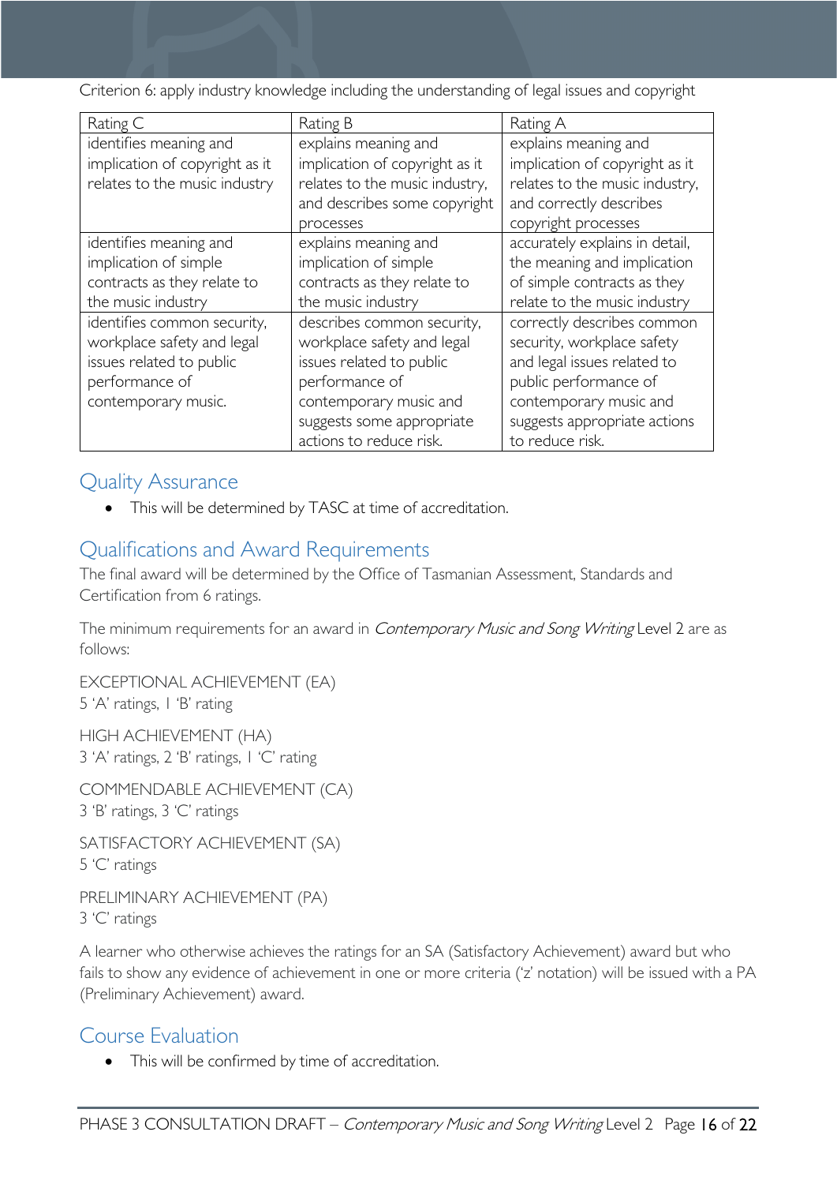Criterion 6: apply industry knowledge including the understanding of legal issues and copyright

| Rating C | Rating B | Rating A |
|---|---|---|
| identifies meaning and implication of copyright as it relates to the music industry | explains meaning and implication of copyright as it relates to the music industry, and describes some copyright processes | explains meaning and implication of copyright as it relates to the music industry, and correctly describes copyright processes |
| identifies meaning and implication of simple contracts as they relate to the music industry | explains meaning and implication of simple contracts as they relate to the music industry | accurately explains in detail, the meaning and implication of simple contracts as they relate to the music industry |
| identifies common security, workplace safety and legal issues related to public performance of contemporary music. | describes common security, workplace safety and legal issues related to public performance of contemporary music and suggests some appropriate actions to reduce risk. | correctly describes common security, workplace safety and legal issues related to public performance of contemporary music and suggests appropriate actions to reduce risk. |

## Quality Assurance

- This will be determined by TASC at time of accreditation.

## Qualifications and Award Requirements

The final award will be determined by the Office of Tasmanian Assessment, Standards and Certification from 6 ratings.

The minimum requirements for an award in *Contemporary Music and Song Writing* Level 2 are as follows:

EXCEPTIONAL ACHIEVEMENT (EA)
5 'A' ratings, 1 'B' rating

HIGH ACHIEVEMENT (HA)
3 'A' ratings, 2 'B' ratings, 1 'C' rating

COMMENDABLE ACHIEVEMENT (CA)
3 'B' ratings, 3 'C' ratings

SATISFACTORY ACHIEVEMENT (SA)
5 'C' ratings

PRELIMINARY ACHIEVEMENT (PA)
3 'C' ratings

A learner who otherwise achieves the ratings for an SA (Satisfactory Achievement) award but who fails to show any evidence of achievement in one or more criteria ('z' notation) will be issued with a PA (Preliminary Achievement) award.

## Course Evaluation

- This will be confirmed by time of accreditation.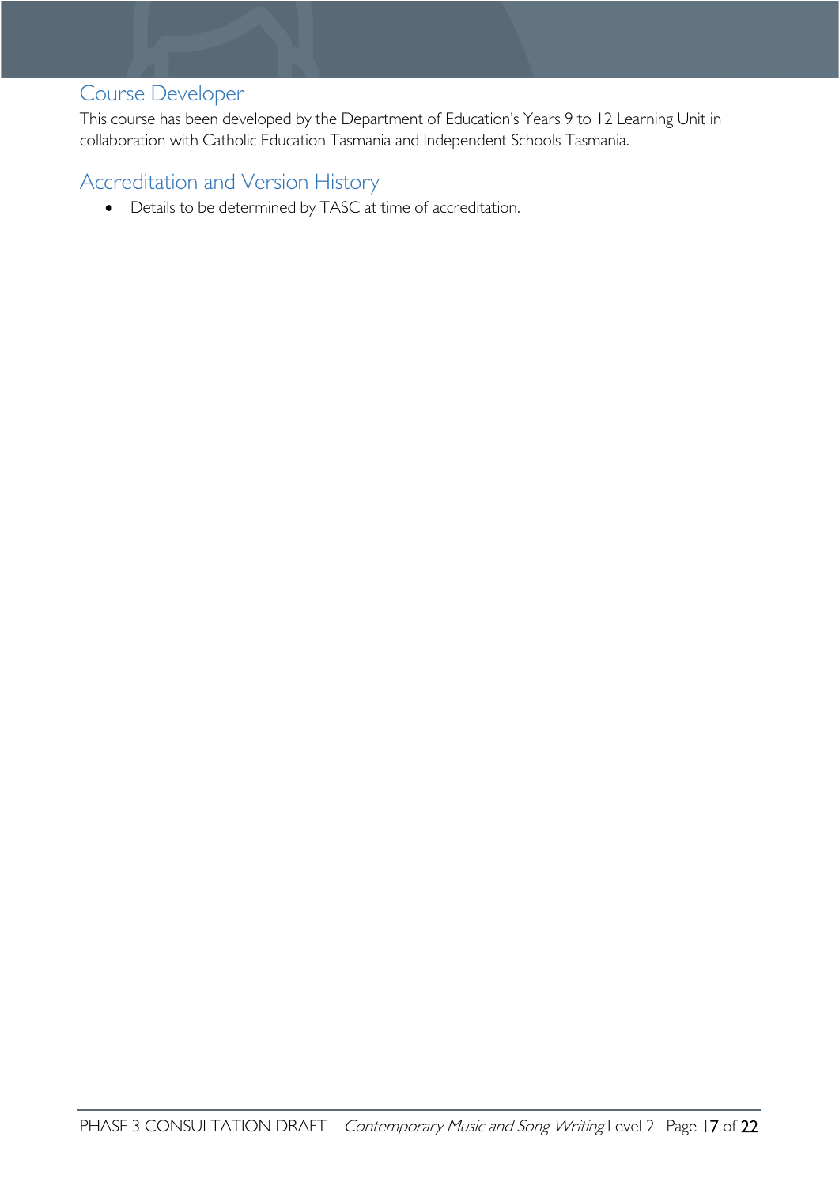## Course Developer

This course has been developed by the Department of Education's Years 9 to 12 Learning Unit in collaboration with Catholic Education Tasmania and Independent Schools Tasmania.

## Accreditation and Version History

- Details to be determined by TASC at time of accreditation.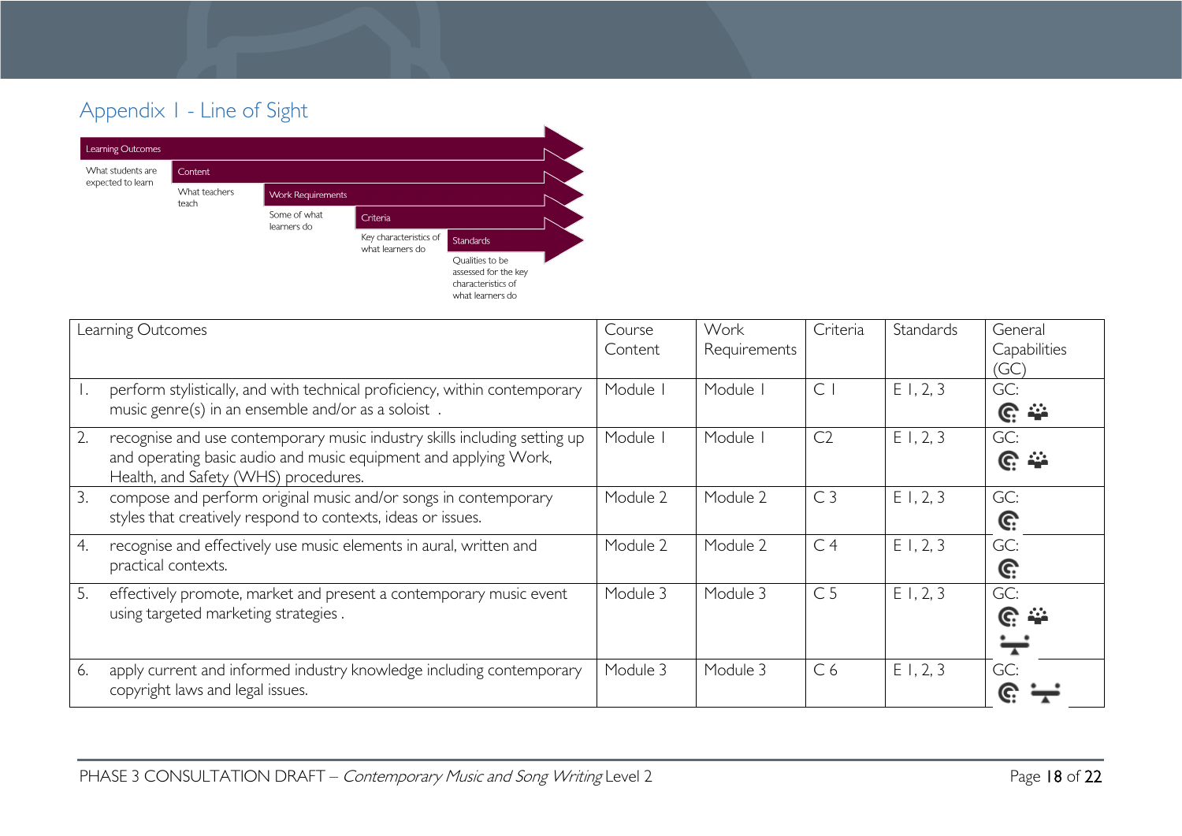## Appendix 1 - Line of Sight

Learning Outcomes — What students are expected to learn

Content — What teachers teach

Work Requirements — Some of what learners do

Criteria — Key characteristics of what learners do

Standards — Qualities to be assessed for the key characteristics of what learners do

| Learning Outcomes | Course Content | Work Requirements | Criteria | Standards | General Capabilities (GC) |
|---|---|---|---|---|---|
| 1. perform stylistically, and with technical proficiency, within contemporary music genre(s) in an ensemble and/or as a soloist . | Module 1 | Module 1 | C 1 | E 1, 2, 3 | GC: |
| 2. recognise and use contemporary music industry skills including setting up and operating basic audio and music equipment and applying Work, Health, and Safety (WHS) procedures. | Module 1 | Module 1 | C2 | E 1, 2, 3 | GC: |
| 3. compose and perform original music and/or songs in contemporary styles that creatively respond to contexts, ideas or issues. | Module 2 | Module 2 | C 3 | E 1, 2, 3 | GC: |
| 4. recognise and effectively use music elements in aural, written and practical contexts. | Module 2 | Module 2 | C 4 | E 1, 2, 3 | GC: |
| 5. effectively promote, market and present a contemporary music event using targeted marketing strategies . | Module 3 | Module 3 | C 5 | E 1, 2, 3 | GC: |
| 6. apply current and informed industry knowledge including contemporary copyright laws and legal issues. | Module 3 | Module 3 | C 6 | E 1, 2, 3 | GC: |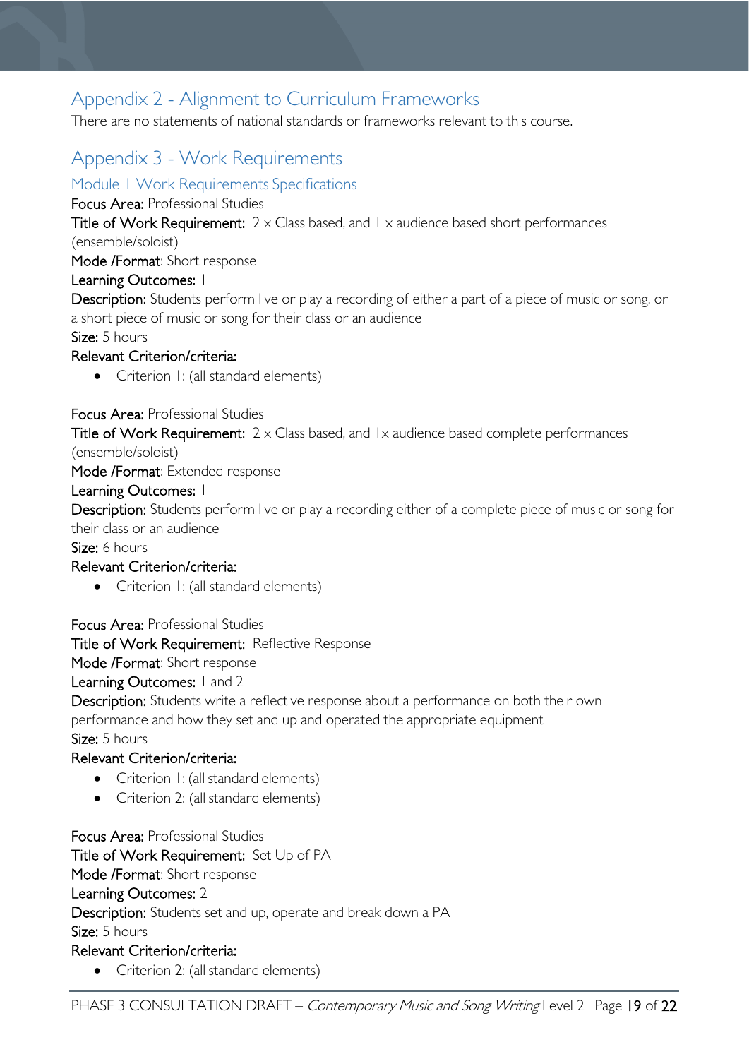## Appendix 2 - Alignment to Curriculum Frameworks

There are no statements of national standards or frameworks relevant to this course.

## Appendix 3 - Work Requirements

### Module 1 Work Requirements Specifications

**Focus Area:** Professional Studies

**Title of Work Requirement:** 2 x Class based, and 1 x audience based short performances (ensemble/soloist)

**Mode /Format**: Short response

**Learning Outcomes:** 1

**Description:** Students perform live or play a recording of either a part of a piece of music or song, or a short piece of music or song for their class or an audience

**Size:** 5 hours

**Relevant Criterion/criteria:**

- Criterion 1: (all standard elements)

**Focus Area:** Professional Studies

**Title of Work Requirement:** 2 x Class based, and 1x audience based complete performances (ensemble/soloist)

**Mode /Format**: Extended response

**Learning Outcomes:** 1

**Description:** Students perform live or play a recording either of a complete piece of music or song for their class or an audience

**Size:** 6 hours

**Relevant Criterion/criteria:**

- Criterion 1: (all standard elements)

**Focus Area:** Professional Studies

**Title of Work Requirement:** Reflective Response

**Mode /Format**: Short response

**Learning Outcomes:** 1 and 2

**Description:** Students write a reflective response about a performance on both their own performance and how they set and up and operated the appropriate equipment

**Size:** 5 hours

**Relevant Criterion/criteria:**

- Criterion 1: (all standard elements)
- Criterion 2: (all standard elements)

**Focus Area:** Professional Studies

**Title of Work Requirement:** Set Up of PA

**Mode /Format**: Short response

**Learning Outcomes:** 2

**Description:** Students set and up, operate and break down a PA

**Size:** 5 hours

**Relevant Criterion/criteria:**

- Criterion 2: (all standard elements)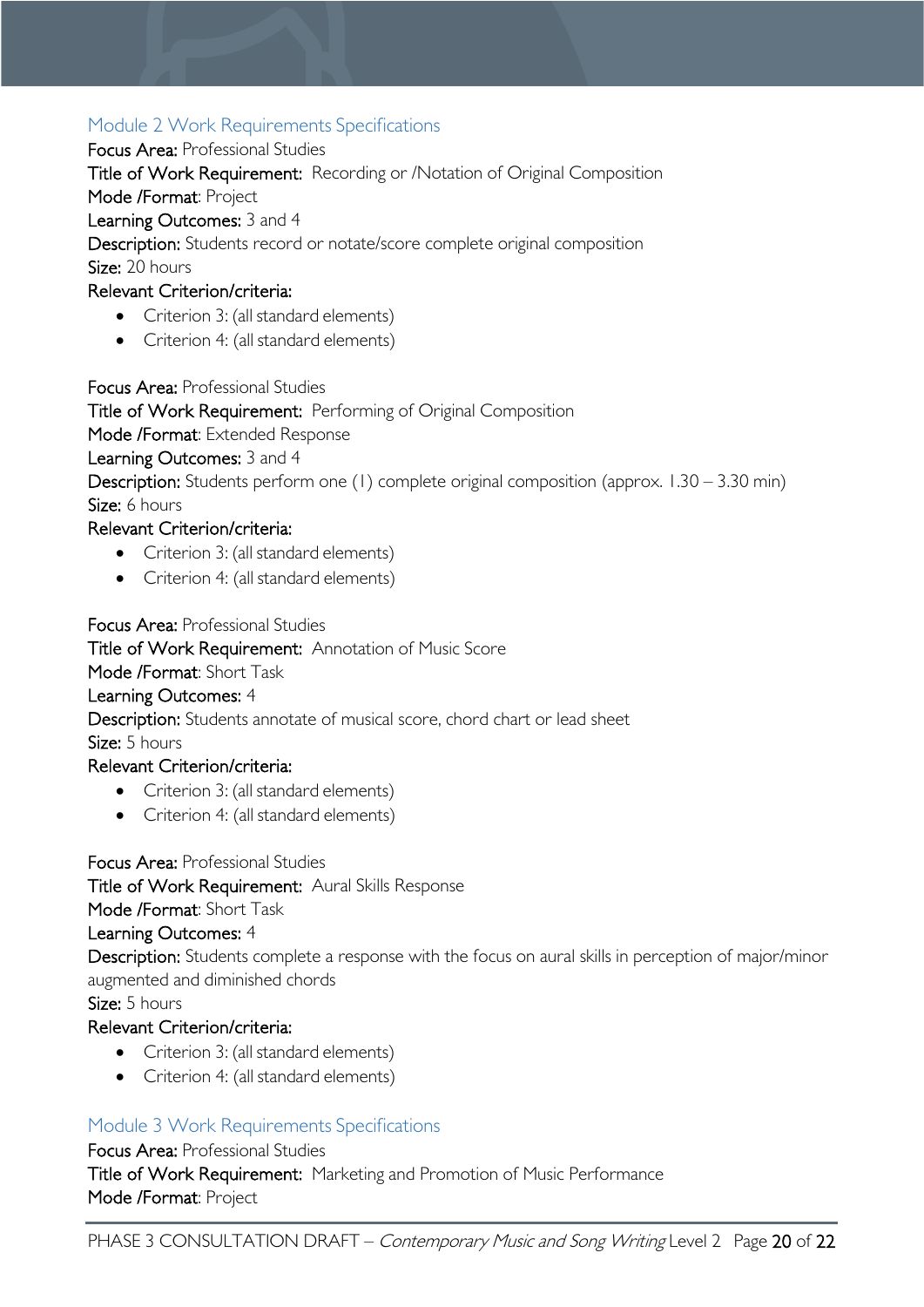## Module 2 Work Requirements Specifications

**Focus Area:** Professional Studies
**Title of Work Requirement:** Recording or /Notation of Original Composition
**Mode /Format**: Project
**Learning Outcomes:** 3 and 4
**Description:** Students record or notate/score complete original composition
**Size:** 20 hours
**Relevant Criterion/criteria:**

- Criterion 3: (all standard elements)
- Criterion 4: (all standard elements)

**Focus Area:** Professional Studies
**Title of Work Requirement:** Performing of Original Composition
**Mode /Format**: Extended Response
**Learning Outcomes:** 3 and 4
**Description:** Students perform one (1) complete original composition (approx. 1.30 – 3.30 min)
**Size:** 6 hours
**Relevant Criterion/criteria:**

- Criterion 3: (all standard elements)
- Criterion 4: (all standard elements)

**Focus Area:** Professional Studies
**Title of Work Requirement:** Annotation of Music Score
**Mode /Format**: Short Task
**Learning Outcomes:** 4
**Description:** Students annotate of musical score, chord chart or lead sheet
**Size:** 5 hours
**Relevant Criterion/criteria:**

- Criterion 3: (all standard elements)
- Criterion 4: (all standard elements)

**Focus Area:** Professional Studies
**Title of Work Requirement:** Aural Skills Response
**Mode /Format**: Short Task
**Learning Outcomes:** 4
**Description:** Students complete a response with the focus on aural skills in perception of major/minor augmented and diminished chords
**Size:** 5 hours
**Relevant Criterion/criteria:**

- Criterion 3: (all standard elements)
- Criterion 4: (all standard elements)

## Module 3 Work Requirements Specifications

**Focus Area:** Professional Studies
**Title of Work Requirement:** Marketing and Promotion of Music Performance
**Mode /Format**: Project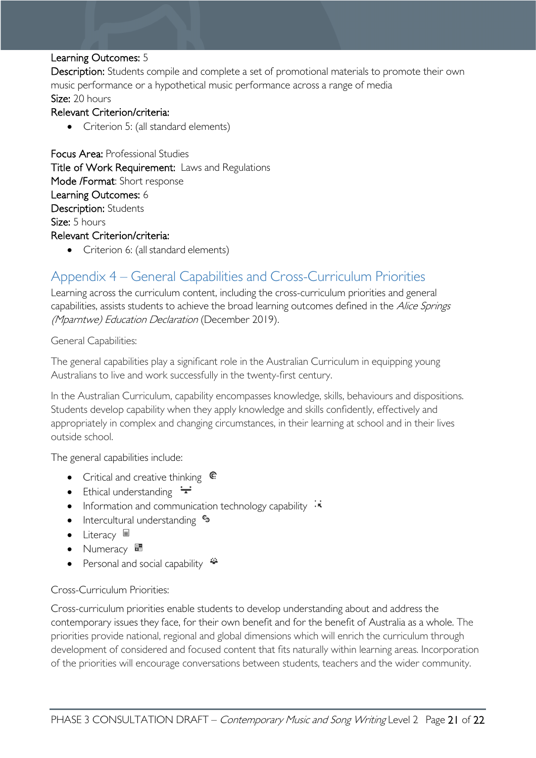**Learning Outcomes:** 5
**Description:** Students compile and complete a set of promotional materials to promote their own music performance or a hypothetical music performance across a range of media
**Size:** 20 hours
**Relevant Criterion/criteria:**

- Criterion 5: (all standard elements)

**Focus Area:** Professional Studies
**Title of Work Requirement:** Laws and Regulations
**Mode /Format:** Short response
**Learning Outcomes:** 6
**Description:** Students
**Size:** 5 hours
**Relevant Criterion/criteria:**

- Criterion 6: (all standard elements)

## Appendix 4 – General Capabilities and Cross-Curriculum Priorities

Learning across the curriculum content, including the cross-curriculum priorities and general capabilities, assists students to achieve the broad learning outcomes defined in the *Alice Springs (Mparntwe) Education Declaration* (December 2019).

General Capabilities:

The general capabilities play a significant role in the Australian Curriculum in equipping young Australians to live and work successfully in the twenty-first century.

In the Australian Curriculum, capability encompasses knowledge, skills, behaviours and dispositions. Students develop capability when they apply knowledge and skills confidently, effectively and appropriately in complex and changing circumstances, in their learning at school and in their lives outside school.

The general capabilities include:

- Critical and creative thinking
- Ethical understanding
- Information and communication technology capability
- Intercultural understanding
- Literacy
- Numeracy
- Personal and social capability

Cross-Curriculum Priorities:

Cross-curriculum priorities enable students to develop understanding about and address the contemporary issues they face, for their own benefit and for the benefit of Australia as a whole. The priorities provide national, regional and global dimensions which will enrich the curriculum through development of considered and focused content that fits naturally within learning areas. Incorporation of the priorities will encourage conversations between students, teachers and the wider community.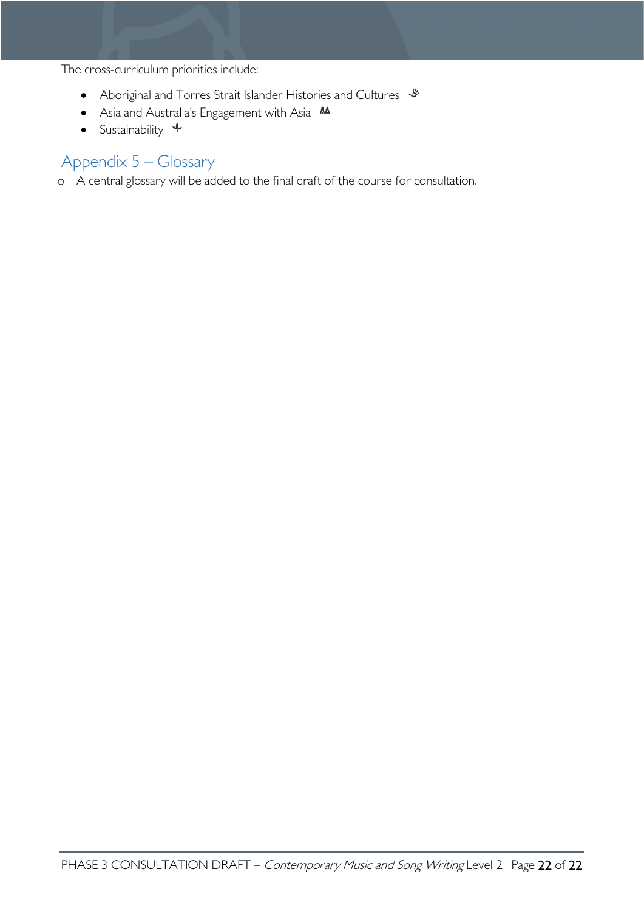The cross-curriculum priorities include:

- Aboriginal and Torres Strait Islander Histories and Cultures
- Asia and Australia's Engagement with Asia
- Sustainability

## Appendix 5 – Glossary

- A central glossary will be added to the final draft of the course for consultation.